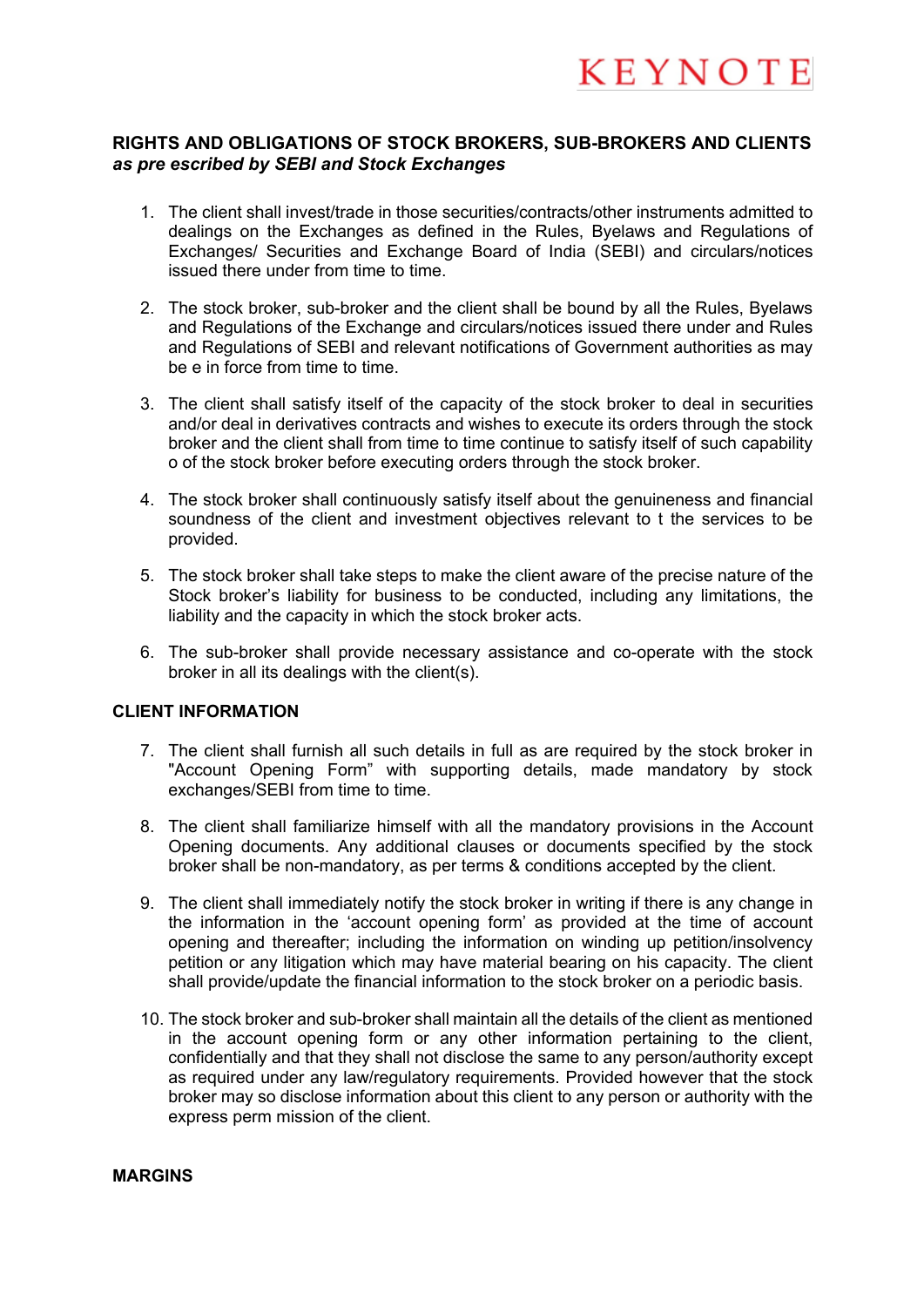KEYNOTE

## RIGHTS AND OBLIGATIONS OF STOCK BROKERS, SUB-BROKERS AND CLIENTS

***as pre escribed by SEBI and Stock Exchanges***

1. The client shall invest/trade in those securities/contracts/other instruments admitted to dealings on the Exchanges as defined in the Rules, Byelaws and Regulations of Exchanges/ Securities and Exchange Board of India (SEBI) and circulars/notices issued there under from time to time.

2. The stock broker, sub-broker and the client shall be bound by all the Rules, Byelaws and Regulations of the Exchange and circulars/notices issued there under and Rules and Regulations of SEBI and relevant notifications of Government authorities as may be e in force from time to time.

3. The client shall satisfy itself of the capacity of the stock broker to deal in securities and/or deal in derivatives contracts and wishes to execute its orders through the stock broker and the client shall from time to time continue to satisfy itself of such capability o of the stock broker before executing orders through the stock broker.

4. The stock broker shall continuously satisfy itself about the genuineness and financial soundness of the client and investment objectives relevant to t the services to be provided.

5. The stock broker shall take steps to make the client aware of the precise nature of the Stock broker's liability for business to be conducted, including any limitations, the liability and the capacity in which the stock broker acts.

6. The sub-broker shall provide necessary assistance and co-operate with the stock broker in all its dealings with the client(s).

### CLIENT INFORMATION

7. The client shall furnish all such details in full as are required by the stock broker in "Account Opening Form" with supporting details, made mandatory by stock exchanges/SEBI from time to time.

8. The client shall familiarize himself with all the mandatory provisions in the Account Opening documents. Any additional clauses or documents specified by the stock broker shall be non-mandatory, as per terms & conditions accepted by the client.

9. The client shall immediately notify the stock broker in writing if there is any change in the information in the 'account opening form' as provided at the time of account opening and thereafter; including the information on winding up petition/insolvency petition or any litigation which may have material bearing on his capacity. The client shall provide/update the financial information to the stock broker on a periodic basis.

10. The stock broker and sub-broker shall maintain all the details of the client as mentioned in the account opening form or any other information pertaining to the client, confidentially and that they shall not disclose the same to any person/authority except as required under any law/regulatory requirements. Provided however that the stock broker may so disclose information about this client to any person or authority with the express perm mission of the client.

### MARGINS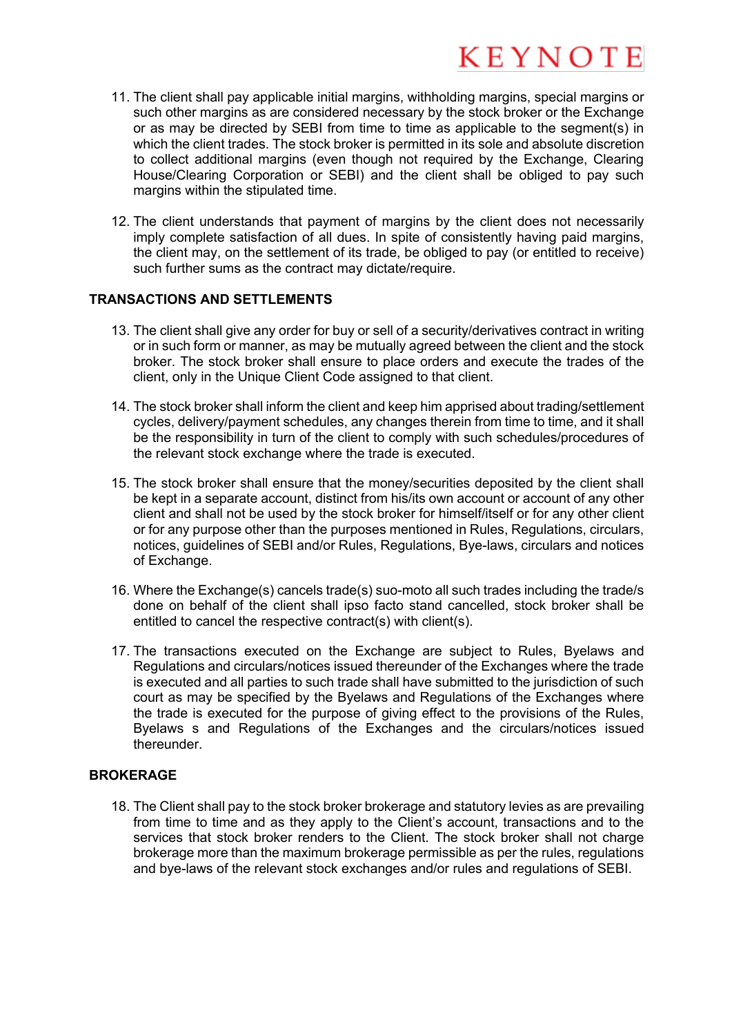11. The client shall pay applicable initial margins, withholding margins, special margins or such other margins as are considered necessary by the stock broker or the Exchange or as may be directed by SEBI from time to time as applicable to the segment(s) in which the client trades. The stock broker is permitted in its sole and absolute discretion to collect additional margins (even though not required by the Exchange, Clearing House/Clearing Corporation or SEBI) and the client shall be obliged to pay such margins within the stipulated time.

12. The client understands that payment of margins by the client does not necessarily imply complete satisfaction of all dues. In spite of consistently having paid margins, the client may, on the settlement of its trade, be obliged to pay (or entitled to receive) such further sums as the contract may dictate/require.

## TRANSACTIONS AND SETTLEMENTS

13. The client shall give any order for buy or sell of a security/derivatives contract in writing or in such form or manner, as may be mutually agreed between the client and the stock broker. The stock broker shall ensure to place orders and execute the trades of the client, only in the Unique Client Code assigned to that client.

14. The stock broker shall inform the client and keep him apprised about trading/settlement cycles, delivery/payment schedules, any changes therein from time to time, and it shall be the responsibility in turn of the client to comply with such schedules/procedures of the relevant stock exchange where the trade is executed.

15. The stock broker shall ensure that the money/securities deposited by the client shall be kept in a separate account, distinct from his/its own account or account of any other client and shall not be used by the stock broker for himself/itself or for any other client or for any purpose other than the purposes mentioned in Rules, Regulations, circulars, notices, guidelines of SEBI and/or Rules, Regulations, Bye-laws, circulars and notices of Exchange.

16. Where the Exchange(s) cancels trade(s) suo-moto all such trades including the trade/s done on behalf of the client shall ipso facto stand cancelled, stock broker shall be entitled to cancel the respective contract(s) with client(s).

17. The transactions executed on the Exchange are subject to Rules, Byelaws and Regulations and circulars/notices issued thereunder of the Exchanges where the trade is executed and all parties to such trade shall have submitted to the jurisdiction of such court as may be specified by the Byelaws and Regulations of the Exchanges where the trade is executed for the purpose of giving effect to the provisions of the Rules, Byelaws s and Regulations of the Exchanges and the circulars/notices issued thereunder.

## BROKERAGE

18. The Client shall pay to the stock broker brokerage and statutory levies as are prevailing from time to time and as they apply to the Client's account, transactions and to the services that stock broker renders to the Client. The stock broker shall not charge brokerage more than the maximum brokerage permissible as per the rules, regulations and bye-laws of the relevant stock exchanges and/or rules and regulations of SEBI.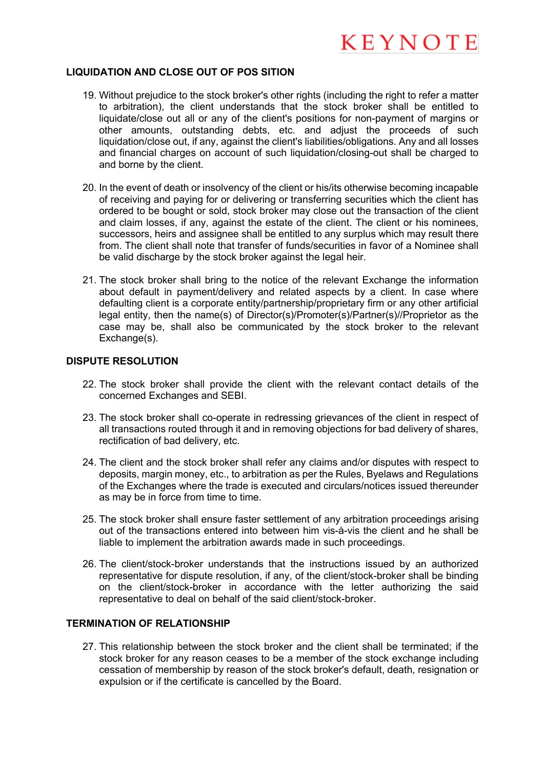### LIQUIDATION AND CLOSE OUT OF POS SITION

19. Without prejudice to the stock broker's other rights (including the right to refer a matter to arbitration), the client understands that the stock broker shall be entitled to liquidate/close out all or any of the client's positions for non-payment of margins or other amounts, outstanding debts, etc. and adjust the proceeds of such liquidation/close out, if any, against the client's liabilities/obligations. Any and all losses and financial charges on account of such liquidation/closing-out shall be charged to and borne by the client.

20. In the event of death or insolvency of the client or his/its otherwise becoming incapable of receiving and paying for or delivering or transferring securities which the client has ordered to be bought or sold, stock broker may close out the transaction of the client and claim losses, if any, against the estate of the client. The client or his nominees, successors, heirs and assignee shall be entitled to any surplus which may result there from. The client shall note that transfer of funds/securities in favor of a Nominee shall be valid discharge by the stock broker against the legal heir.

21. The stock broker shall bring to the notice of the relevant Exchange the information about default in payment/delivery and related aspects by a client. In case where defaulting client is a corporate entity/partnership/proprietary firm or any other artificial legal entity, then the name(s) of Director(s)/Promoter(s)/Partner(s)//Proprietor as the case may be, shall also be communicated by the stock broker to the relevant Exchange(s).

### DISPUTE RESOLUTION

22. The stock broker shall provide the client with the relevant contact details of the concerned Exchanges and SEBI.

23. The stock broker shall co-operate in redressing grievances of the client in respect of all transactions routed through it and in removing objections for bad delivery of shares, rectification of bad delivery, etc.

24. The client and the stock broker shall refer any claims and/or disputes with respect to deposits, margin money, etc., to arbitration as per the Rules, Byelaws and Regulations of the Exchanges where the trade is executed and circulars/notices issued thereunder as may be in force from time to time.

25. The stock broker shall ensure faster settlement of any arbitration proceedings arising out of the transactions entered into between him vis-à-vis the client and he shall be liable to implement the arbitration awards made in such proceedings.

26. The client/stock-broker understands that the instructions issued by an authorized representative for dispute resolution, if any, of the client/stock-broker shall be binding on the client/stock-broker in accordance with the letter authorizing the said representative to deal on behalf of the said client/stock-broker.

### TERMINATION OF RELATIONSHIP

27. This relationship between the stock broker and the client shall be terminated; if the stock broker for any reason ceases to be a member of the stock exchange including cessation of membership by reason of the stock broker's default, death, resignation or expulsion or if the certificate is cancelled by the Board.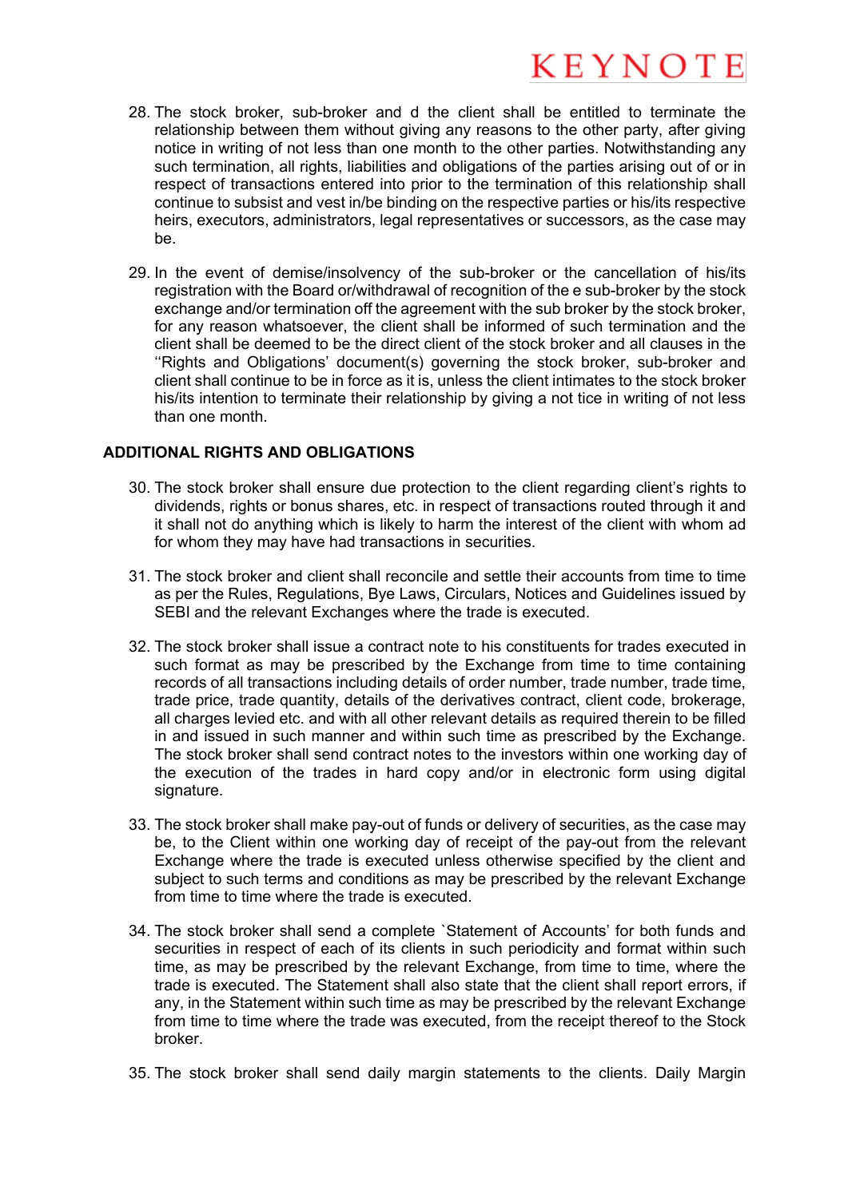28. The stock broker, sub-broker and d the client shall be entitled to terminate the relationship between them without giving any reasons to the other party, after giving notice in writing of not less than one month to the other parties. Notwithstanding any such termination, all rights, liabilities and obligations of the parties arising out of or in respect of transactions entered into prior to the termination of this relationship shall continue to subsist and vest in/be binding on the respective parties or his/its respective heirs, executors, administrators, legal representatives or successors, as the case may be.

29. In the event of demise/insolvency of the sub-broker or the cancellation of his/its registration with the Board or/withdrawal of recognition of the e sub-broker by the stock exchange and/or termination off the agreement with the sub broker by the stock broker, for any reason whatsoever, the client shall be informed of such termination and the client shall be deemed to be the direct client of the stock broker and all clauses in the ''Rights and Obligations' document(s) governing the stock broker, sub-broker and client shall continue to be in force as it is, unless the client intimates to the stock broker his/its intention to terminate their relationship by giving a not tice in writing of not less than one month.

## ADDITIONAL RIGHTS AND OBLIGATIONS

30. The stock broker shall ensure due protection to the client regarding client's rights to dividends, rights or bonus shares, etc. in respect of transactions routed through it and it shall not do anything which is likely to harm the interest of the client with whom ad for whom they may have had transactions in securities.

31. The stock broker and client shall reconcile and settle their accounts from time to time as per the Rules, Regulations, Bye Laws, Circulars, Notices and Guidelines issued by SEBI and the relevant Exchanges where the trade is executed.

32. The stock broker shall issue a contract note to his constituents for trades executed in such format as may be prescribed by the Exchange from time to time containing records of all transactions including details of order number, trade number, trade time, trade price, trade quantity, details of the derivatives contract, client code, brokerage, all charges levied etc. and with all other relevant details as required therein to be filled in and issued in such manner and within such time as prescribed by the Exchange. The stock broker shall send contract notes to the investors within one working day of the execution of the trades in hard copy and/or in electronic form using digital signature.

33. The stock broker shall make pay-out of funds or delivery of securities, as the case may be, to the Client within one working day of receipt of the pay-out from the relevant Exchange where the trade is executed unless otherwise specified by the client and subject to such terms and conditions as may be prescribed by the relevant Exchange from time to time where the trade is executed.

34. The stock broker shall send a complete `Statement of Accounts' for both funds and securities in respect of each of its clients in such periodicity and format within such time, as may be prescribed by the relevant Exchange, from time to time, where the trade is executed. The Statement shall also state that the client shall report errors, if any, in the Statement within such time as may be prescribed by the relevant Exchange from time to time where the trade was executed, from the receipt thereof to the Stock broker.

35. The stock broker shall send daily margin statements to the clients. Daily Margin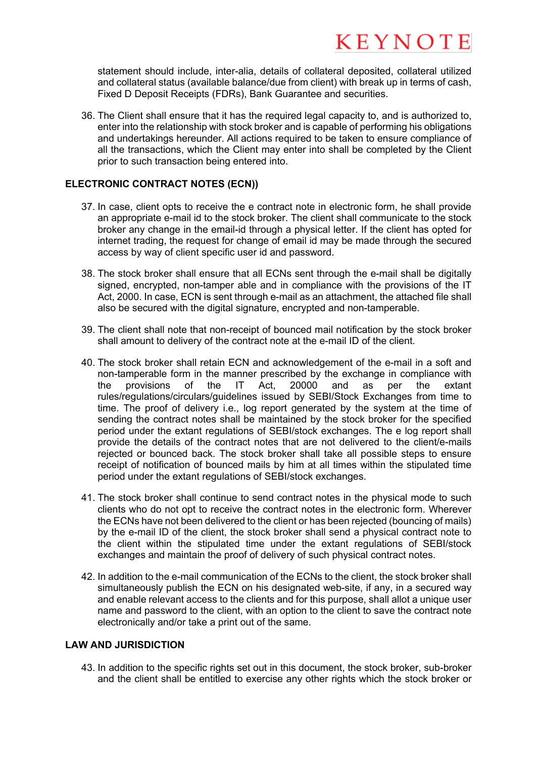statement should include, inter-alia, details of collateral deposited, collateral utilized and collateral status (available balance/due from client) with break up in terms of cash, Fixed D Deposit Receipts (FDRs), Bank Guarantee and securities.

36. The Client shall ensure that it has the required legal capacity to, and is authorized to, enter into the relationship with stock broker and is capable of performing his obligations and undertakings hereunder. All actions required to be taken to ensure compliance of all the transactions, which the Client may enter into shall be completed by the Client prior to such transaction being entered into.

## ELECTRONIC CONTRACT NOTES (ECN))

37. In case, client opts to receive the e contract note in electronic form, he shall provide an appropriate e-mail id to the stock broker. The client shall communicate to the stock broker any change in the email-id through a physical letter. If the client has opted for internet trading, the request for change of email id may be made through the secured access by way of client specific user id and password.

38. The stock broker shall ensure that all ECNs sent through the e-mail shall be digitally signed, encrypted, non-tamper able and in compliance with the provisions of the IT Act, 2000. In case, ECN is sent through e-mail as an attachment, the attached file shall also be secured with the digital signature, encrypted and non-tamperable.

39. The client shall note that non-receipt of bounced mail notification by the stock broker shall amount to delivery of the contract note at the e-mail ID of the client.

40. The stock broker shall retain ECN and acknowledgement of the e-mail in a soft and non-tamperable form in the manner prescribed by the exchange in compliance with the provisions of the IT Act, 20000 and as per the extant rules/regulations/circulars/guidelines issued by SEBI/Stock Exchanges from time to time. The proof of delivery i.e., log report generated by the system at the time of sending the contract notes shall be maintained by the stock broker for the specified period under the extant regulations of SEBI/stock exchanges. The e log report shall provide the details of the contract notes that are not delivered to the client/e-mails rejected or bounced back. The stock broker shall take all possible steps to ensure receipt of notification of bounced mails by him at all times within the stipulated time period under the extant regulations of SEBI/stock exchanges.

41. The stock broker shall continue to send contract notes in the physical mode to such clients who do not opt to receive the contract notes in the electronic form. Wherever the ECNs have not been delivered to the client or has been rejected (bouncing of mails) by the e-mail ID of the client, the stock broker shall send a physical contract note to the client within the stipulated time under the extant regulations of SEBI/stock exchanges and maintain the proof of delivery of such physical contract notes.

42. In addition to the e-mail communication of the ECNs to the client, the stock broker shall simultaneously publish the ECN on his designated web-site, if any, in a secured way and enable relevant access to the clients and for this purpose, shall allot a unique user name and password to the client, with an option to the client to save the contract note electronically and/or take a print out of the same.

## LAW AND JURISDICTION

43. In addition to the specific rights set out in this document, the stock broker, sub-broker and the client shall be entitled to exercise any other rights which the stock broker or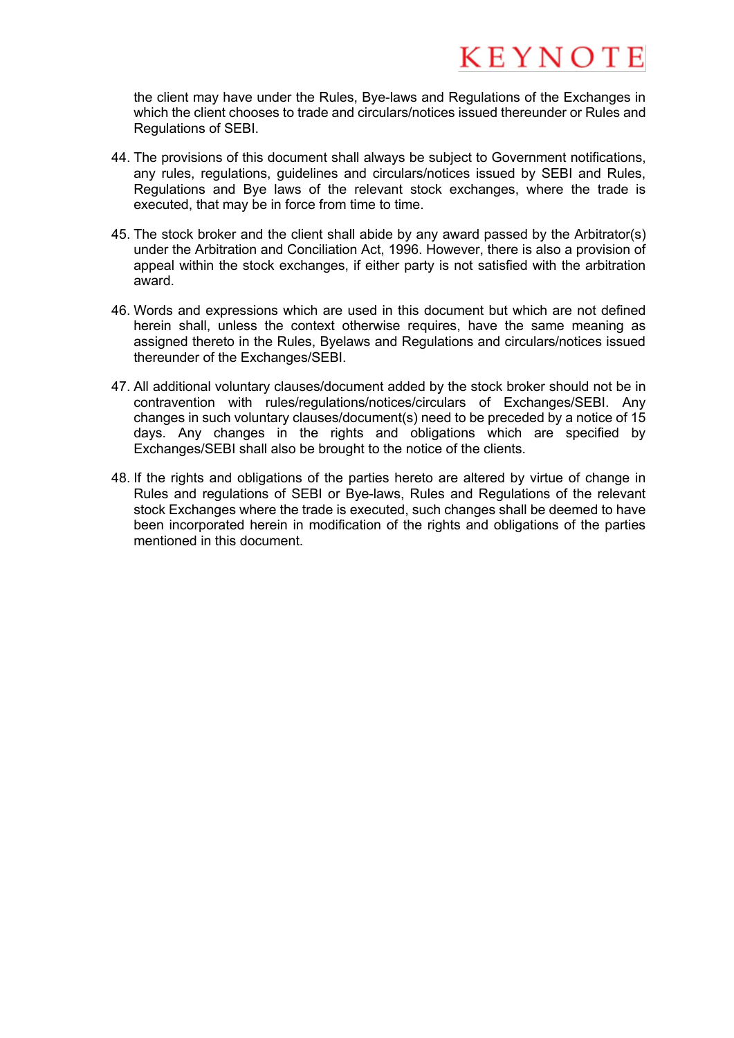the client may have under the Rules, Bye-laws and Regulations of the Exchanges in which the client chooses to trade and circulars/notices issued thereunder or Rules and Regulations of SEBI.

44. The provisions of this document shall always be subject to Government notifications, any rules, regulations, guidelines and circulars/notices issued by SEBI and Rules, Regulations and Bye laws of the relevant stock exchanges, where the trade is executed, that may be in force from time to time.

45. The stock broker and the client shall abide by any award passed by the Arbitrator(s) under the Arbitration and Conciliation Act, 1996. However, there is also a provision of appeal within the stock exchanges, if either party is not satisfied with the arbitration award.

46. Words and expressions which are used in this document but which are not defined herein shall, unless the context otherwise requires, have the same meaning as assigned thereto in the Rules, Byelaws and Regulations and circulars/notices issued thereunder of the Exchanges/SEBI.

47. All additional voluntary clauses/document added by the stock broker should not be in contravention with rules/regulations/notices/circulars of Exchanges/SEBI. Any changes in such voluntary clauses/document(s) need to be preceded by a notice of 15 days. Any changes in the rights and obligations which are specified by Exchanges/SEBI shall also be brought to the notice of the clients.

48. If the rights and obligations of the parties hereto are altered by virtue of change in Rules and regulations of SEBI or Bye-laws, Rules and Regulations of the relevant stock Exchanges where the trade is executed, such changes shall be deemed to have been incorporated herein in modification of the rights and obligations of the parties mentioned in this document.